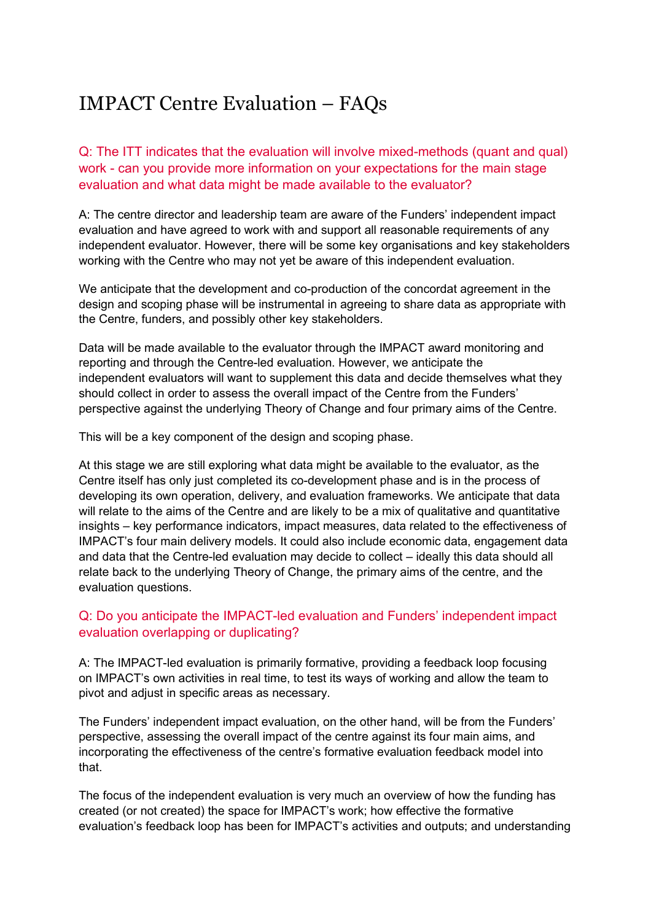# IMPACT Centre Evaluation – FAQs

### Q: The ITT indicates that the evaluation will involve mixed-methods (quant and qual) work - can you provide more information on your expectations for the main stage evaluation and what data might be made available to the evaluator?

A: The centre director and leadership team are aware of the Funders' independent impact evaluation and have agreed to work with and support all reasonable requirements of any independent evaluator. However, there will be some key organisations and key stakeholders working with the Centre who may not yet be aware of this independent evaluation.

We anticipate that the development and co-production of the concordat agreement in the design and scoping phase will be instrumental in agreeing to share data as appropriate with the Centre, funders, and possibly other key stakeholders.

Data will be made available to the evaluator through the IMPACT award monitoring and reporting and through the Centre-led evaluation. However, we anticipate the independent evaluators will want to supplement this data and decide themselves what they should collect in order to assess the overall impact of the Centre from the Funders' perspective against the underlying Theory of Change and four primary aims of the Centre.

This will be a key component of the design and scoping phase.

At this stage we are still exploring what data might be available to the evaluator, as the Centre itself has only just completed its co-development phase and is in the process of developing its own operation, delivery, and evaluation frameworks. We anticipate that data will relate to the aims of the Centre and are likely to be a mix of qualitative and quantitative insights – key performance indicators, impact measures, data related to the effectiveness of IMPACT's four main delivery models. It could also include economic data, engagement data and data that the Centre-led evaluation may decide to collect – ideally this data should all relate back to the underlying Theory of Change, the primary aims of the centre, and the evaluation questions.

### Q: Do you anticipate the IMPACT-led evaluation and Funders' independent impact evaluation overlapping or duplicating?

A: The IMPACT-led evaluation is primarily formative, providing a feedback loop focusing on IMPACT's own activities in real time, to test its ways of working and allow the team to pivot and adjust in specific areas as necessary.

The Funders' independent impact evaluation, on the other hand, will be from the Funders' perspective, assessing the overall impact of the centre against its four main aims, and incorporating the effectiveness of the centre's formative evaluation feedback model into that.

The focus of the independent evaluation is very much an overview of how the funding has created (or not created) the space for IMPACT's work; how effective the formative evaluation's feedback loop has been for IMPACT's activities and outputs; and understanding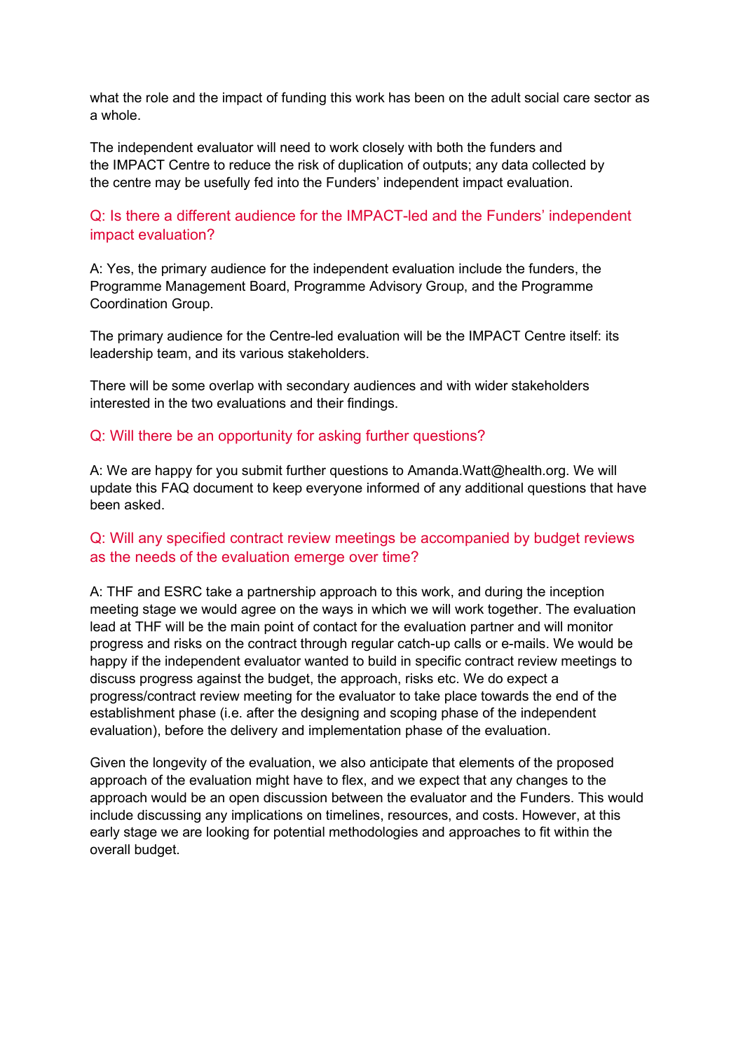what the role and the impact of funding this work has been on the adult social care sector as a whole.

The independent evaluator will need to work closely with both the funders and the IMPACT Centre to reduce the risk of duplication of outputs; any data collected by the centre may be usefully fed into the Funders' independent impact evaluation.

### Q: Is there a different audience for the IMPACT-led and the Funders' independent impact evaluation?

A: Yes, the primary audience for the independent evaluation include the funders, the Programme Management Board, Programme Advisory Group, and the Programme Coordination Group.

The primary audience for the Centre-led evaluation will be the IMPACT Centre itself: its leadership team, and its various stakeholders.

There will be some overlap with secondary audiences and with wider stakeholders interested in the two evaluations and their findings.

### Q: Will there be an opportunity for asking further questions?

A: We are happy for you submit further questions to Amanda.Watt@health.org. We will update this FAQ document to keep everyone informed of any additional questions that have been asked.

### Q: Will any specified contract review meetings be accompanied by budget reviews as the needs of the evaluation emerge over time?

A: THF and ESRC take a partnership approach to this work, and during the inception meeting stage we would agree on the ways in which we will work together. The evaluation lead at THF will be the main point of contact for the evaluation partner and will monitor progress and risks on the contract through regular catch-up calls or e-mails. We would be happy if the independent evaluator wanted to build in specific contract review meetings to discuss progress against the budget, the approach, risks etc. We do expect a progress/contract review meeting for the evaluator to take place towards the end of the establishment phase (i.e. after the designing and scoping phase of the independent evaluation), before the delivery and implementation phase of the evaluation.

Given the longevity of the evaluation, we also anticipate that elements of the proposed approach of the evaluation might have to flex, and we expect that any changes to the approach would be an open discussion between the evaluator and the Funders. This would include discussing any implications on timelines, resources, and costs. However, at this early stage we are looking for potential methodologies and approaches to fit within the overall budget.